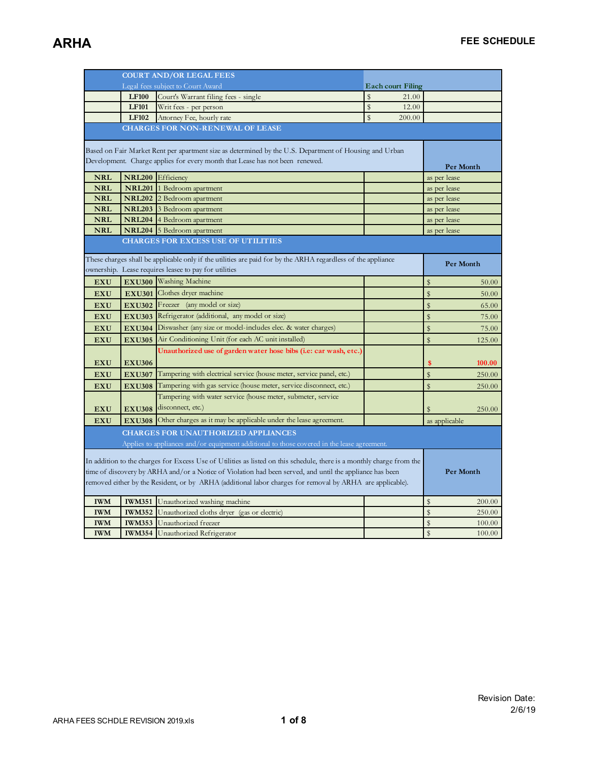# ARHA

## FEE SCHEDULE

| | | | | |
|---|---|---|---|---|
| | **COURT AND/OR LEGAL FEES** | | | |
| | Legal fees subject to Court Award | | **Each court Filing** | |
| | **LF100** | Court's Warrant filing fees - single | $ 21.00 | |
| | **LF101** | Writ fees - per person | $ 12.00 | |
| | **LF102** | Attorney Fee, hourly rate | $ 200.00 | |
| | **CHARGES FOR NON-RENEWAL OF LEASE** | | | |
| Based on Fair Market Rent per apartment size as determined by the U.S. Department of Housing and Urban Development. Charge applies for every month that Lease has not been renewed. | | | | **Per Month** |
| **NRL** | **NRL200** | Efficiency | | as per lease |
| **NRL** | **NRL201** | 1 Bedroom apartment | | as per lease |
| **NRL** | **NRL202** | 2 Bedroom apartment | | as per lease |
| **NRL** | **NRL203** | 3 Bedroom apartment | | as per lease |
| **NRL** | **NRL204** | 4 Bedroom apartment | | as per lease |
| **NRL** | **NRL204** | 5 Bedroom apartment | | as per lease |
| | **CHARGES FOR EXCESS USE OF UTILITIES** | | | |
| These charges shall be applicable only if the utilities are paid for by the ARHA regardless of the appliance ownership. Lease requires leasee to pay for utilities | | | | **Per Month** |
| **EXU** | **EXU300** | Washing Machine | | $ 50.00 |
| **EXU** | **EXU301** | Clothes dryer machine | | $ 50.00 |
| **EXU** | **EXU302** | Freezer (any model or size) | | $ 65.00 |
| **EXU** | **EXU303** | Refrigerator (additional, any model or size) | | $ 75.00 |
| **EXU** | **EXU304** | Diswasher (any size or model-includes elec. & water charges) | | $ 75.00 |
| **EXU** | **EXU305** | Air Conditioning Unit (for each AC unit installed) | | $ 125.00 |
| **EXU** | **EXU306** | Unauthorized use of garden water hose bibs (i.e: car wash, etc.) | | $ 100.00 |
| **EXU** | **EXU307** | Tampering with electrical service (house meter, service panel, etc.) | | $ 250.00 |
| **EXU** | **EXU308** | Tampering with gas service (house meter, service disconnect, etc.) | | $ 250.00 |
| **EXU** | **EXU308** | Tampering with water service (house meter, submeter, service disconnect, etc.) | | $ 250.00 |
| **EXU** | **EXU308** | Other charges as it may be applicable under the lease agreement. | | as applicable |
| | **CHARGES FOR UNAUTHORIZED APPLIANCES** | | | |
| | Applies to appliances and/or equipment additional to those covered in the lease agreement. | | | |
| In addition to the charges for Excess Use of Utilities as listed on this schedule, there is a monthly charge from the time of discovery by ARHA and/or a Notice of Violation had been served, and until the appliance has been removed either by the Resident, or by ARHA (additional labor charges for removal by ARHA are applicable). | | | | **Per Month** |
| **IWM** | **IWM351** | Unauthorized washing machine | | $ 200.00 |
| **IWM** | **IWM352** | Unauthorized cloths dryer (gas or electric) | | $ 250.00 |
| **IWM** | **IWM353** | Unauthorized freezer | | $ 100.00 |
| **IWM** | **IWM354** | Unauthorized Refrigerator | | $ 100.00 |

ARHA FEES SCHDLE REVISION 2019.xls

Revision Date: 2/6/19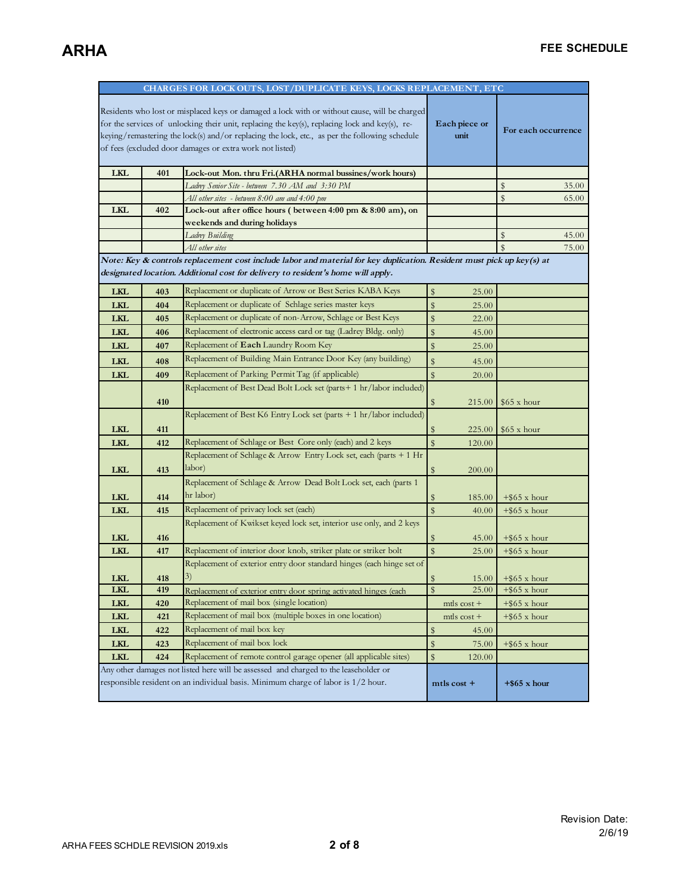# ARHA

## FEE SCHEDULE

| CHARGES FOR LOCK OUTS, LOST/DUPLICATE KEYS, LOCKS REPLACEMENT, ETC | | | | |
|---|---|---|---|---|
| Residents who lost or misplaced keys or damaged a lock with or without cause, will be charged for the services of unlocking their unit, replacing the key(s), replacing lock and key(s), re-keying/remastering the lock(s) and/or replacing the lock, etc., as per the following schedule of fees (excluded door damages or extra work not listed) | | | Each piece or unit | For each occurrence |
| **LKL** | **401** | **Lock-out Mon. thru Fri.(ARHA normal bussines/work hours)** | | |
| | | *Ladrey Senior Site - between 7.30 AM and 3:30 PM* | | $ 35.00 |
| | | *All other sites - between 8:00 am and 4:00 pm* | | $ 65.00 |
| **LKL** | **402** | **Lock-out after office hours ( between 4:00 pm & 8:00 am), on weekends and during holidays** | | |
| | | *Ladrey Building* | | $ 45.00 |
| | | *All other sites* | | $ 75.00 |
| ***Note: Key & controls replacement cost include labor and material for key duplication. Resident must pick up key(s) at designated location. Additional cost for delivery to resident's home will apply.*** | | | | |
| **LKL** | **403** | Replacement or duplicate of Arrow or Best Series KABA Keys | $ 25.00 | |
| **LKL** | **404** | Replacement or duplicate of Schlage series master keys | $ 25.00 | |
| **LKL** | **405** | Replacement or duplicate of non-Arrow, Schlage or Best Keys | $ 22.00 | |
| **LKL** | **406** | Replacement of electronic access card or tag (Ladrey Bldg. only) | $ 45.00 | |
| **LKL** | **407** | Replacement of **Each** Laundry Room Key | $ 25.00 | |
| **LKL** | **408** | Replacement of Building Main Entrance Door Key (any building) | $ 45.00 | |
| **LKL** | **409** | Replacement of Parking Permit Tag (if applicable) | $ 20.00 | |
| | **410** | Replacement of Best Dead Bolt Lock set (parts+ 1 hr/labor included) | $ 215.00 | $65 x hour |
| **LKL** | **411** | Replacement of Best K6 Entry Lock set (parts + 1 hr/labor included) | $ 225.00 | $65 x hour |
| **LKL** | **412** | Replacement of Schlage or Best Core only (each) and 2 keys | $ 120.00 | |
| **LKL** | **413** | Replacement of Schlage & Arrow Entry Lock set, each (parts + 1 Hr labor) | $ 200.00 | |
| **LKL** | **414** | Replacement of Schlage & Arrow Dead Bolt Lock set, each (parts 1 hr labor) | $ 185.00 | +$65 x hour |
| **LKL** | **415** | Replacement of privacy lock set (each) | $ 40.00 | +$65 x hour |
| **LKL** | **416** | Replacement of Kwikset keyed lock set, interior use only, and 2 keys | $ 45.00 | +$65 x hour |
| **LKL** | **417** | Replacement of interior door knob, striker plate or striker bolt | $ 25.00 | +$65 x hour |
| **LKL** | **418** | Replacement of exterior entry door standard hinges (each hinge set of 3) | $ 15.00 | +$65 x hour |
| **LKL** | **419** | Replacement of exterior entry door spring activated hinges (each | $ 25.00 | +$65 x hour |
| **LKL** | **420** | Replacement of mail box (single location) | mtls cost + | +$65 x hour |
| **LKL** | **421** | Replacement of mail box (multiple boxes in one location) | mtls cost + | +$65 x hour |
| **LKL** | **422** | Replacement of mail box key | $ 45.00 | |
| **LKL** | **423** | Replacement of mail box lock | $ 75.00 | +$65 x hour |
| **LKL** | **424** | Replacement of remote control garage opener (all applicable sites) | $ 120.00 | |
| Any other damages not listed here will be assessed and charged to the leaseholder or responsible resident on an individual basis. Minimum charge of labor is 1/2 hour. | | | **mtls cost +** | **+$65 x hour** |

ARHA FEES SCHDLE REVISION 2019.xls

Revision Date: 2/6/19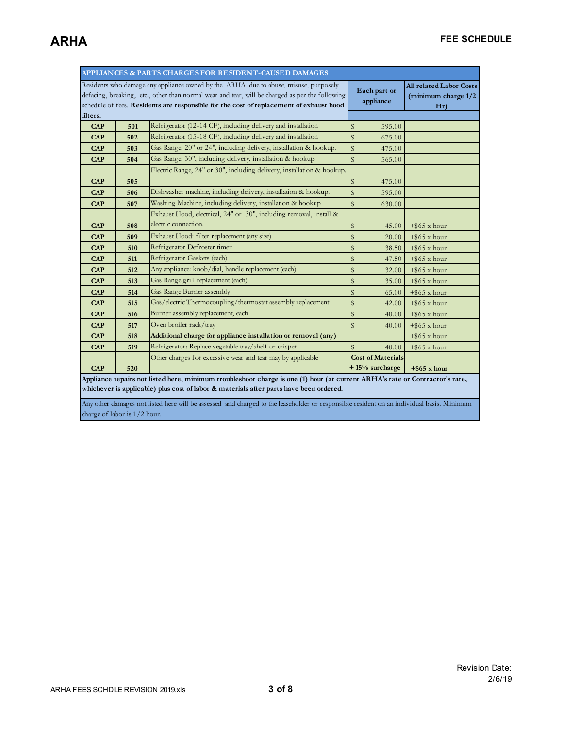| APPLIANCES & PARTS CHARGES FOR RESIDENT-CAUSED DAMAGES | | | | |
|---|---|---|---|---|
| Residents who damage any appliance owned by the ARHA due to abuse, misuse, purposely defacing, breaking, etc., other than normal wear and tear, will be charged as per the following schedule of fees. **Residents are responsible for the cost of replacement of exhaust hood filters.** | | | **Each part or appliance** | **All related Labor Costs (minimum charge 1/2 Hr)** |
| **CAP** | **501** | Refrigerator (12-14 CF), including delivery and installation | $ 595.00 | |
| **CAP** | **502** | Refrigerator (15-18 CF), including delivery and installation | $ 675.00 | |
| **CAP** | **503** | Gas Range, 20" or 24", including delivery, installation & hookup. | $ 475.00 | |
| **CAP** | **504** | Gas Range, 30", including delivery, installation & hookup. | $ 565.00 | |
| **CAP** | **505** | Electric Range, 24" or 30", including delivery, installation & hookup. | $ 475.00 | |
| **CAP** | **506** | Dishwasher machine, including delivery, installation & hookup. | $ 595.00 | |
| **CAP** | **507** | Washing Machine, including delivery, installation & hookup | $ 630.00 | |
| **CAP** | **508** | Exhaust Hood, electrical, 24" or 30", including removal, install & electric connection. | $ 45.00 | +$65 x hour |
| **CAP** | **509** | Exhaust Hood: filter replacement (any size) | $ 20.00 | +$65 x hour |
| **CAP** | **510** | Refrigerator Defroster timer | $ 38.50 | +$65 x hour |
| **CAP** | **511** | Refrigerator Gaskets (each) | $ 47.50 | +$65 x hour |
| **CAP** | **512** | Any appliance: knob/dial, handle replacement (each) | $ 32.00 | +$65 x hour |
| **CAP** | **513** | Gas Range grill replacement (each) | $ 35.00 | +$65 x hour |
| **CAP** | **514** | Gas Range Burner assembly | $ 65.00 | +$65 x hour |
| **CAP** | **515** | Gas/electric Thermocoupling/thermostat assembly replacement | $ 42.00 | +$65 x hour |
| **CAP** | **516** | Burner assembly replacement, each | $ 40.00 | +$65 x hour |
| **CAP** | **517** | Oven broiler rack/tray | $ 40.00 | +$65 x hour |
| **CAP** | **518** | **Additional charge for appliance installation or removal (any)** | | +$65 x hour |
| **CAP** | **519** | Refrigerator: Replace vegetable tray/shelf or crisper | $ 40.00 | +$65 x hour |
| **CAP** | **520** | Other charges for excessive wear and tear may by applicable | **Cost of Materials + 15% surcharge** | **+$65 x hour** |
| **Appliance repairs not listed here, minimum troubleshoot charge is one (1) hour (at current ARHA's rate or Contractor's rate, whichever is applicable) plus cost of labor & materials after parts have been ordered.** | | | | |
| Any other damages not listed here will be assessed and charged to the leaseholder or responsible resident on an individual basis. Minimum charge of labor is 1/2 hour. | | | | |

Revision Date: 2/6/19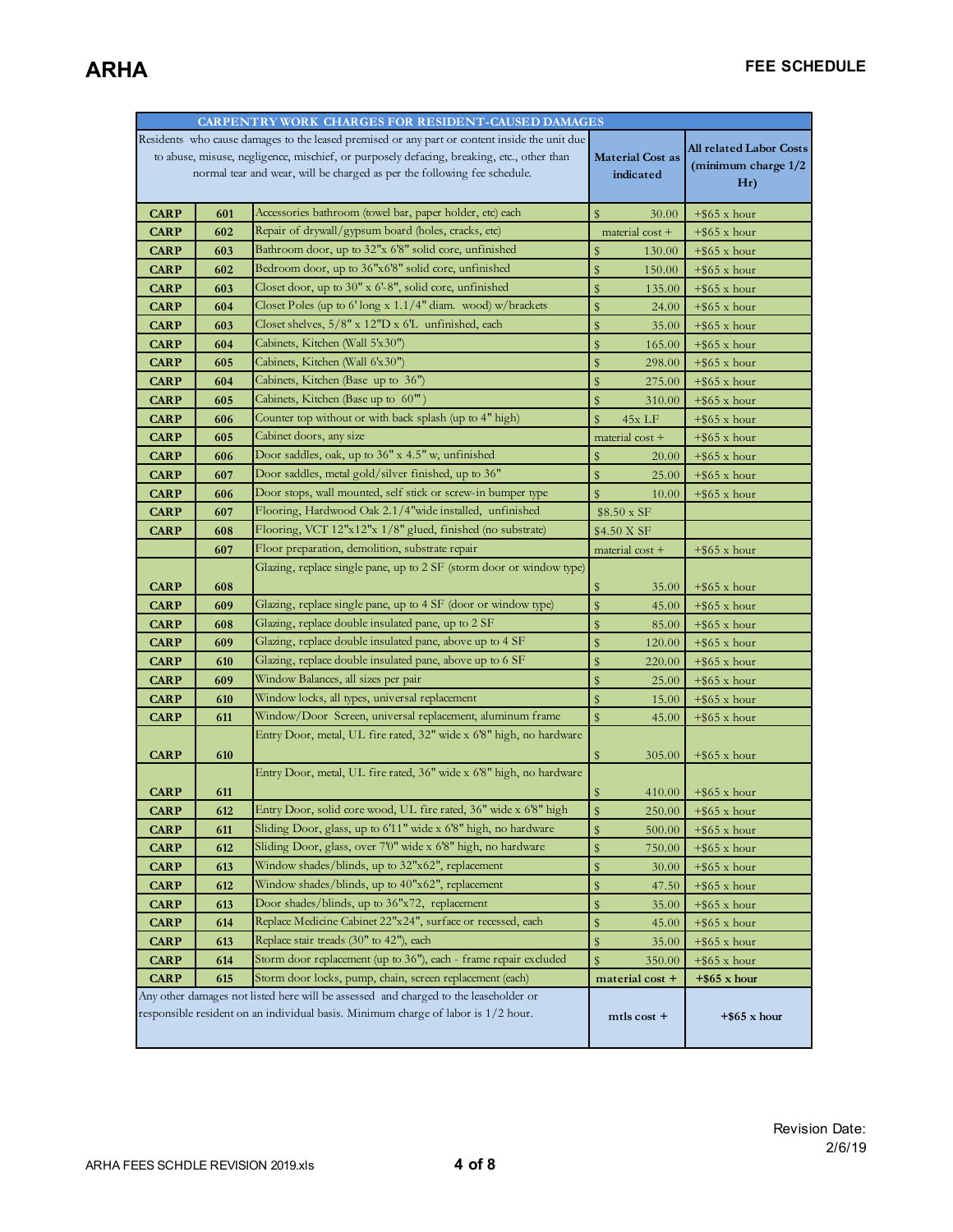# ARHA

## FEE SCHEDULE

| CARPENTRY WORK CHARGES FOR RESIDENT-CAUSED DAMAGES | | | | |
|---|---|---|---|---|
| Residents who cause damages to the leased premised or any part or content inside the unit due to abuse, misuse, negligence, mischief, or purposely defacing, breaking, etc., other than normal tear and wear, will be charged as per the following fee schedule. | | | Material Cost as indicated | All related Labor Costs (minimum charge 1/2 Hr) |
| CARP | 601 | Accessories bathroom (towel bar, paper holder, etc) each | $ 30.00 | +$65 x hour |
| CARP | 602 | Repair of drywall/gypsum board (holes, cracks, etc) | material cost + | +$65 x hour |
| CARP | 603 | Bathroom door, up to 32"x 6'8" solid core, unfinished | $ 130.00 | +$65 x hour |
| CARP | 602 | Bedroom door, up to 36"x6'8" solid core, unfinished | $ 150.00 | +$65 x hour |
| CARP | 603 | Closet door, up to 30" x 6'-8", solid core, unfinished | $ 135.00 | +$65 x hour |
| CARP | 604 | Closet Poles (up to 6' long x 1.1/4" diam. wood) w/brackets | $ 24.00 | +$65 x hour |
| CARP | 603 | Closet shelves, 5/8" x 12"D x 6'L unfinished, each | $ 35.00 | +$65 x hour |
| CARP | 604 | Cabinets, Kitchen (Wall 5'x30") | $ 165.00 | +$65 x hour |
| CARP | 605 | Cabinets, Kitchen (Wall 6'x30") | $ 298.00 | +$65 x hour |
| CARP | 604 | Cabinets, Kitchen (Base up to 36") | $ 275.00 | +$65 x hour |
| CARP | 605 | Cabinets, Kitchen (Base up to 60"') | $ 310.00 | +$65 x hour |
| CARP | 606 | Counter top without or with back splash (up to 4" high) | $ 45x LF | +$65 x hour |
| CARP | 605 | Cabinet doors, any size | material cost + | +$65 x hour |
| CARP | 606 | Door saddles, oak, up to 36" x 4.5" w, unfinished | $ 20.00 | +$65 x hour |
| CARP | 607 | Door saddles, metal gold/silver finished, up to 36" | $ 25.00 | +$65 x hour |
| CARP | 606 | Door stops, wall mounted, self stick or screw-in bumper type | $ 10.00 | +$65 x hour |
| CARP | 607 | Flooring, Hardwood Oak 2.1/4"wide installed, unfinished | $8.50 x SF | |
| CARP | 608 | Flooring, VCT 12"x12"x 1/8" glued, finished (no substrate) | $4.50 X SF | |
| | 607 | Floor preparation, demolition, substrate repair | material cost + | +$65 x hour |
| CARP | 608 | Glazing, replace single pane, up to 2 SF (storm door or window type) | $ 35.00 | +$65 x hour |
| CARP | 609 | Glazing, replace single pane, up to 4 SF (door or window type) | $ 45.00 | +$65 x hour |
| CARP | 608 | Glazing, replace double insulated pane, up to 2 SF | $ 85.00 | +$65 x hour |
| CARP | 609 | Glazing, replace double insulated pane, above up to 4 SF | $ 120.00 | +$65 x hour |
| CARP | 610 | Glazing, replace double insulated pane, above up to 6 SF | $ 220.00 | +$65 x hour |
| CARP | 609 | Window Balances, all sizes per pair | $ 25.00 | +$65 x hour |
| CARP | 610 | Window locks, all types, universal replacement | $ 15.00 | +$65 x hour |
| CARP | 611 | Window/Door Screen, universal replacement, aluminum frame | $ 45.00 | +$65 x hour |
| CARP | 610 | Entry Door, metal, UL fire rated, 32" wide x 6'8" high, no hardware | $ 305.00 | +$65 x hour |
| CARP | 611 | Entry Door, metal, UL fire rated, 36" wide x 6'8" high, no hardware | $ 410.00 | +$65 x hour |
| CARP | 612 | Entry Door, solid core wood, UL fire rated, 36" wide x 6'8" high | $ 250.00 | +$65 x hour |
| CARP | 611 | Sliding Door, glass, up to 6'11" wide x 6'8" high, no hardware | $ 500.00 | +$65 x hour |
| CARP | 612 | Sliding Door, glass, over 7'0" wide x 6'8" high, no hardware | $ 750.00 | +$65 x hour |
| CARP | 613 | Window shades/blinds, up to 32"x62", replacement | $ 30.00 | +$65 x hour |
| CARP | 612 | Window shades/blinds, up to 40"x62", replacement | $ 47.50 | +$65 x hour |
| CARP | 613 | Door shades/blinds, up to 36"x72, replacement | $ 35.00 | +$65 x hour |
| CARP | 614 | Replace Medicine Cabinet 22"x24", surface or recessed, each | $ 45.00 | +$65 x hour |
| CARP | 613 | Replace stair treads (30" to 42"), each | $ 35.00 | +$65 x hour |
| CARP | 614 | Storm door replacement (up to 36"), each - frame repair excluded | $ 350.00 | +$65 x hour |
| CARP | 615 | Storm door locks, pump, chain, screen replacement (each) | **material cost +** | **+$65 x hour** |
| Any other damages not listed here will be assessed and charged to the leaseholder or responsible resident on an individual basis. Minimum charge of labor is 1/2 hour. | | | **mtls cost +** | **+$65 x hour** |

Revision Date: 2/6/19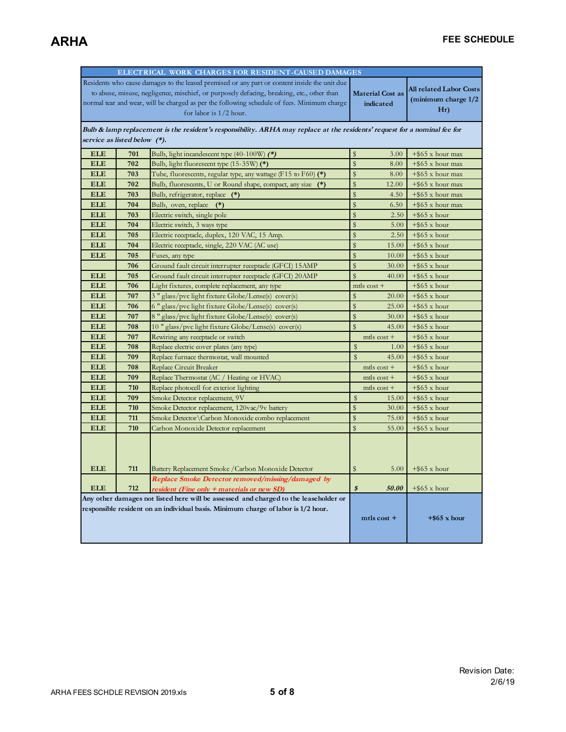# ARHA

**FEE SCHEDULE**

| ELECTRICAL WORK CHARGES FOR RESIDENT-CAUSED DAMAGES | | | | |
|---|---|---|---|---|
| Residents who cause damages to the leased premised or any part or content inside the unit due to abuse, misuse, negligence, mischief, or purposely defacing, breaking, etc., other than normal tear and wear, will be charged as per the following schedule of fees. Minimum charge for labor is 1/2 hour. | | | **Material Cost as indicated** | **All related Labor Costs (minimum charge 1/2 Hr)** |
| ***Bulb & lamp replacement is the resident's responsibility. ARHA may replace at the residents' request for a nominal fee for service as listed below (*).*** | | | | |
| **ELE** | **701** | Bulb, light incandescent type (40-100W) ***(*)*** | $ 3.00 | +$65 x hour max |
| **ELE** | **702** | Bulb, light fluorescent type (15-35W) **(*)** | $ 8.00 | +$65 x hour max |
| **ELE** | **703** | Tube, fluorescents, regular type, any wattage (F15 to F60) **(*)** | $ 8.00 | +$65 x hour max |
| **ELE** | **702** | Bulb, fluorescents, U or Round shape, compact, any size **(*)** | $ 12.00 | +$65 x hour max |
| **ELE** | **703** | Bulb, refrigerator, replace **(*)** | $ 4.50 | +$65 x hour max |
| **ELE** | **704** | Bulb, oven, replace **(*)** | $ 6.50 | +$65 x hour max |
| **ELE** | **703** | Electric switch, single pole | $ 2.50 | +$65 x hour |
| **ELE** | **704** | Electric switch, 3 ways type | $ 5.00 | +$65 x hour |
| **ELE** | **705** | Electric receptacle, duplex, 120 VAC, 15 Amp. | $ 2.50 | +$65 x hour |
| **ELE** | **704** | Electric receptacle, single, 220 VAC (AC use) | $ 15.00 | +$65 x hour |
| **ELE** | **705** | Fuses, any type | $ 10.00 | +$65 x hour |
| | **706** | Ground fault circuit interrupter receptacle (GFCI) 15AMP | $ 30.00 | +$65 x hour |
| **ELE** | **705** | Ground fault circuit interrupter receptacle (GFCI) 20AMP | $ 40.00 | +$65 x hour |
| **ELE** | **706** | Light fixtures, complete replacement, any type | mtls cost + | +$65 x hour |
| **ELE** | **707** | 3 " glass/pvc light fixture Globe/Lense(s) cover(s) | $ 20.00 | +$65 x hour |
| **ELE** | **706** | 6 " glass/pvc light fixture Globe/Lense(s) cover(s) | $ 25.00 | +$65 x hour |
| **ELE** | **707** | 8 " glass/pvc light fixture Globe/Lense(s) cover(s) | $ 30.00 | +$65 x hour |
| **ELE** | **708** | 10 " glass/pvc light fixture Globe/Lense(s) cover(s) | $ 45.00 | +$65 x hour |
| **ELE** | **707** | Rewiring any receptacle or switch | mtls cost + | +$65 x hour |
| **ELE** | **708** | Replace electric cover plates (any type) | $ 1.00 | +$65 x hour |
| **ELE** | **709** | Replace furnace thermostat, wall mounted | $ 45.00 | +$65 x hour |
| **ELE** | **708** | Replace Circuit Breaker | mtls cost + | +$65 x hour |
| **ELE** | **709** | Replace Thermostat (AC / Heating or HVAC) | mtls cost + | +$65 x hour |
| **ELE** | **710** | Replace photocell for exterior lighting | mtls cost + | +$65 x hour |
| **ELE** | **709** | Smoke Detector replacement, 9V | $ 15.00 | +$65 x hour |
| **ELE** | **710** | Smoke Detector replacement, 120vac/9v battery | $ 30.00 | +$65 x hour |
| **ELE** | **711** | Smoke Detector\Carbon Monoxide combo replacement | $ 75.00 | +$65 x hour |
| **ELE** | **710** | Carbon Monoxide Detector replacement | $ 55.00 | +$65 x hour |
| **ELE** | **711** | Battery Replacement Smoke /Carbon Monoxide Detector | $ 5.00 | +$65 x hour |
| **ELE** | **712** | *Replace Smoke Detector removed/missing/damaged by resident (Fine only + materials or new SD)* | ***$ 50.00*** | +$65 x hour |
| **Any other damages not listed here will be assessed and charged to the leaseholder or responsible resident on an individual basis. Minimum charge of labor is 1/2 hour.** | | | **mtls cost +** | **+$65 x hour** |

ARHA FEES SCHDLE REVISION 2019.xls

Revision Date: 2/6/19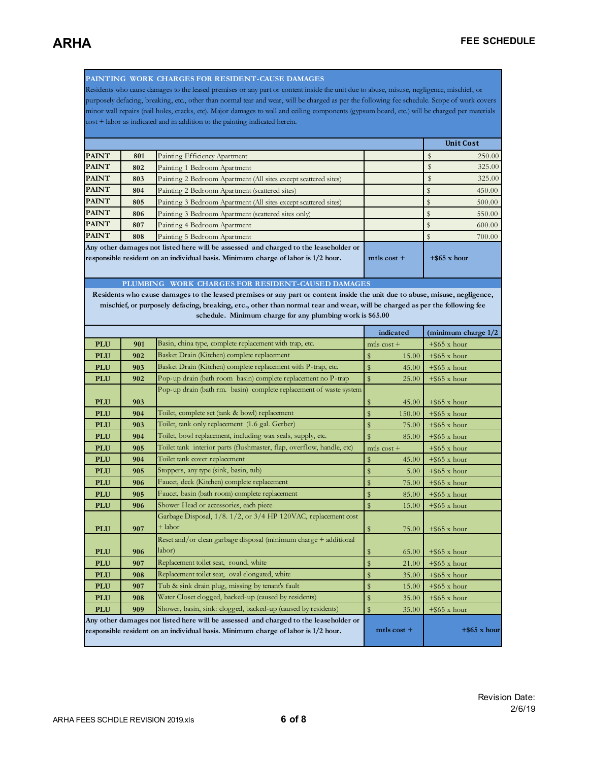## PAINTING WORK CHARGES FOR RESIDENT-CAUSE DAMAGES

Residents who cause damages to the leased premises or any part or content inside the unit due to abuse, misuse, negligence, mischief, or purposely defacing, breaking, etc., other than normal tear and wear, will be charged as per the following fee schedule. Scope of work covers minor wall repairs (nail holes, cracks, etc). Major damages to wall and ceiling components (gypsum board, etc.) will be charged per materials cost + labor as indicated and in addition to the painting indicated herein.

| | | | | Unit Cost |
|---|---|---|---|---|
| PAINT | 801 | Painting Efficiency Apartment | | $ 250.00 |
| PAINT | 802 | Painting 1 Bedroom Apartment | | $ 325.00 |
| PAINT | 803 | Painting 2 Bedroom Apartment (All sites except scattered sites) | | $ 325.00 |
| PAINT | 804 | Painting 2 Bedroom Apartment (scattered sites) | | $ 450.00 |
| PAINT | 805 | Painting 3 Bedroom Apartment (All sites except scattered sites) | | $ 500.00 |
| PAINT | 806 | Painting 3 Bedroom Apartment (scattered sites only) | | $ 550.00 |
| PAINT | 807 | Painting 4 Bedroom Apartment | | $ 600.00 |
| PAINT | 808 | Painting 5 Bedroom Apartment | | $ 700.00 |
| Any other damages not listed here will be assessed and charged to the leaseholder or responsible resident on an individual basis. Minimum charge of labor is 1/2 hour. | | | mtls cost + | +$65 x hour |

## PLUMBING WORK CHARGES FOR RESIDENT-CAUSED DAMAGES

**Residents who cause damages to the leased premises or any part or content inside the unit due to abuse, misuse, negligence, mischief, or purposely defacing, breaking, etc., other than normal tear and wear, will be charged as per the following fee schedule. Minimum charge for any plumbing work is $65.00**

| | | | indicated | (minimum charge 1/2 |
|---|---|---|---|---|
| PLU | 901 | Basin, china type, complete replacement with trap, etc. | mtls cost + | +$65 x hour |
| PLU | 902 | Basket Drain (Kitchen) complete replacement | $ 15.00 | +$65 x hour |
| PLU | 903 | Basket Drain (Kitchen) complete replacement with P-trap, etc. | $ 45.00 | +$65 x hour |
| PLU | 902 | Pop-up drain (bath room basin) complete replacement no P-trap | $ 25.00 | +$65 x hour |
| PLU | 903 | Pop-up drain (bath rm. basin) complete replacement of waste system | $ 45.00 | +$65 x hour |
| PLU | 904 | Toilet, complete set (tank & bowl) replacement | $ 150.00 | +$65 x hour |
| PLU | 903 | Toilet, tank only replacement (1.6 gal. Gerber) | $ 75.00 | +$65 x hour |
| PLU | 904 | Toilet, bowl replacement, including wax seals, supply, etc. | $ 85.00 | +$65 x hour |
| PLU | 905 | Toilet tank interior parts (flushmaster, flap, overflow, handle, etc) | mtls cost + | +$65 x hour |
| PLU | 904 | Toilet tank cover replacement | $ 45.00 | +$65 x hour |
| PLU | 905 | Stoppers, any type (sink, basin, tub) | $ 5.00 | +$65 x hour |
| PLU | 906 | Faucet, deck (Kitchen) complete replacement | $ 75.00 | +$65 x hour |
| PLU | 905 | Faucet, basin (bath room) complete replacement | $ 85.00 | +$65 x hour |
| PLU | 906 | Shower Head or accessories, each piece | $ 15.00 | +$65 x hour |
| PLU | 907 | Garbage Disposal, 1/8. 1/2, or 3/4 HP 120VAC, replacement cost + labor | $ 75.00 | +$65 x hour |
| PLU | 906 | Reset and/or clean garbage disposal (minimum charge + additional labor) | $ 65.00 | +$65 x hour |
| PLU | 907 | Replacement toilet seat, round, white | $ 21.00 | +$65 x hour |
| PLU | 908 | Replacement toilet seat, oval elongated, white | $ 35.00 | +$65 x hour |
| PLU | 907 | Tub & sink drain plug, missing by tenant's fault | $ 15.00 | +$65 x hour |
| PLU | 908 | Water Closet clogged, backed-up (caused by residents) | $ 35.00 | +$65 x hour |
| PLU | 909 | Shower, basin, sink: clogged, backed-up (caused by residents) | $ 35.00 | +$65 x hour |
| Any other damages not listed here will be assessed and charged to the leaseholder or responsible resident on an individual basis. Minimum charge of labor is 1/2 hour. | | | mtls cost + | +$65 x hour |

Revision Date: 2/6/19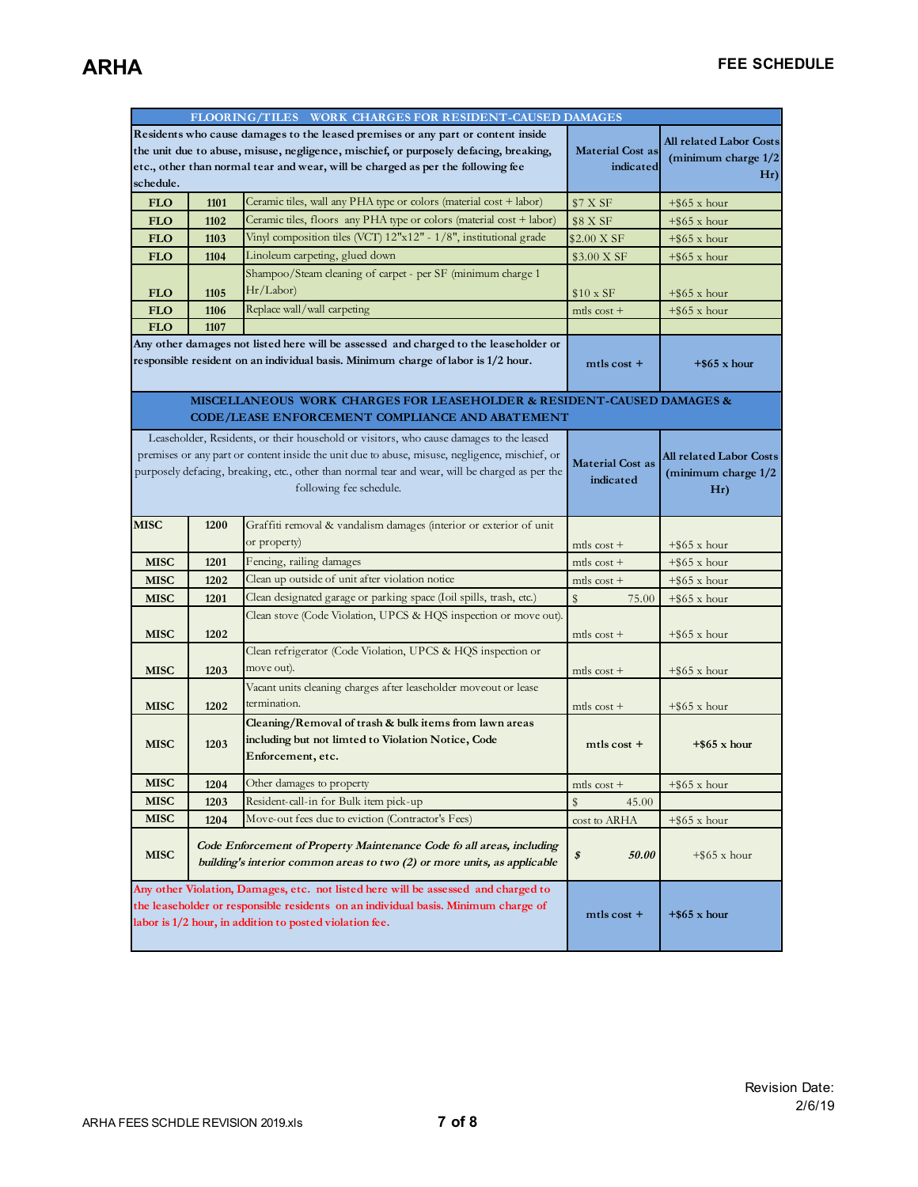**ARHA** **FEE SCHEDULE**

| FLOORING/TILES WORK CHARGES FOR RESIDENT-CAUSED DAMAGES | | | | |
|---|---|---|---|---|
| **Residents who cause damages to the leased premises or any part or content inside the unit due to abuse, misuse, negligence, mischief, or purposely defacing, breaking, etc., other than normal tear and wear, will be charged as per the following fee schedule.** | | | **Material Cost as indicated** | **All related Labor Costs (minimum charge 1/2 Hr)** |
| **FLO** | **1101** | Ceramic tiles, wall any PHA type or colors (material cost + labor) | $7 X SF | +$65 x hour |
| **FLO** | **1102** | Ceramic tiles, floors any PHA type or colors (material cost + labor) | $8 X SF | +$65 x hour |
| **FLO** | **1103** | Vinyl composition tiles (VCT) 12"x12" - 1/8", institutional grade | $2.00 X SF | +$65 x hour |
| **FLO** | **1104** | Linoleum carpeting, glued down | $3.00 X SF | +$65 x hour |
| **FLO** | **1105** | Shampoo/Steam cleaning of carpet - per SF (minimum charge 1 Hr/Labor) | $10 x SF | +$65 x hour |
| **FLO** | **1106** | Replace wall/wall carpeting | mtls cost + | +$65 x hour |
| **FLO** | **1107** | | | |
| **Any other damages not listed here will be assessed and charged to the leaseholder or responsible resident on an individual basis. Minimum charge of labor is 1/2 hour.** | | | **mtls cost +** | **+$65 x hour** |

| MISCELLANEOUS WORK CHARGES FOR LEASEHOLDER & RESIDENT-CAUSED DAMAGES & CODE/LEASE ENFORCEMENT COMPLIANCE AND ABATEMENT | | | | |
|---|---|---|---|---|
| Leaseholder, Residents, or their household or visitors, who cause damages to the leased premises or any part or content inside the unit due to abuse, misuse, negligence, mischief, or purposely defacing, breaking, etc., other than normal tear and wear, will be charged as per the following fee schedule. | | | **Material Cost as indicated** | **All related Labor Costs (minimum charge 1/2 Hr)** |
| **MISC** | **1200** | Graffiti removal & vandalism damages (interior or exterior of unit or property) | mtls cost + | +$65 x hour |
| **MISC** | **1201** | Fencing, railing damages | mtls cost + | +$65 x hour |
| **MISC** | **1202** | Clean up outside of unit after violation notice | mtls cost + | +$65 x hour |
| **MISC** | **1201** | Clean designated garage or parking space (Ioil spills, trash, etc.) | $ 75.00 | +$65 x hour |
| **MISC** | **1202** | Clean stove (Code Violation, UPCS & HQS inspection or move out). | mtls cost + | +$65 x hour |
| **MISC** | **1203** | Clean refrigerator (Code Violation, UPCS & HQS inspection or move out). | mtls cost + | +$65 x hour |
| **MISC** | **1202** | Vacant units cleaning charges after leaseholder moveout or lease termination. | mtls cost + | +$65 x hour |
| **MISC** | **1203** | **Cleaning/Removal of trash & bulk items from lawn areas including but not limted to Violation Notice, Code Enforcement, etc.** | **mtls cost +** | **+$65 x hour** |
| **MISC** | **1204** | Other damages to property | mtls cost + | +$65 x hour |
| **MISC** | **1203** | Resident-call-in for Bulk item pick-up | $ 45.00 | |
| **MISC** | **1204** | Move-out fees due to eviction (Contractor's Fees) | cost to ARHA | +$65 x hour |
| **MISC** | | ***Code Enforcement of Property Maintenance Code fo all areas, including building's interior common areas to two (2) or more units, as applicable*** | ***$ 50.00*** | +$65 x hour |
| **Any other Violation, Damages, etc. not listed here will be assessed and charged to the leaseholder or responsible residents on an individual basis. Minimum charge of labor is 1/2 hour, in addition to posted violation fee.** | | | **mtls cost +** | **+$65 x hour** |

Revision Date: 2/6/19

ARHA FEES SCHDLE REVISION 2019.xls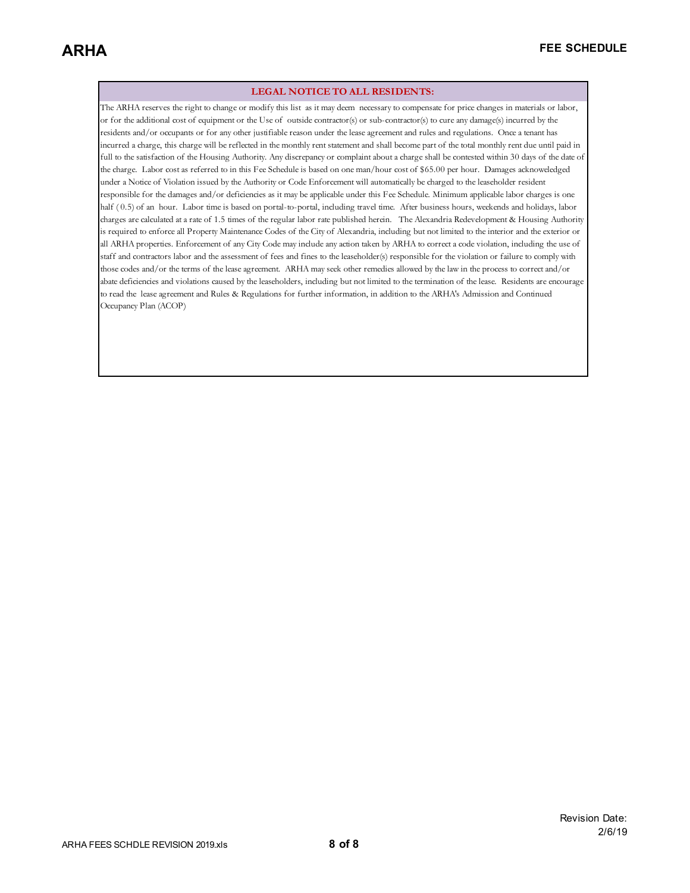**LEGAL NOTICE TO ALL RESIDENTS:**

The ARHA reserves the right to change or modify this list as it may deem necessary to compensate for price changes in materials or labor, or for the additional cost of equipment or the Use of outside contractor(s) or sub-contractor(s) to cure any damage(s) incurred by the residents and/or occupants or for any other justifiable reason under the lease agreement and rules and regulations. Once a tenant has incurred a charge, this charge will be reflected in the monthly rent statement and shall become part of the total monthly rent due until paid in full to the satisfaction of the Housing Authority. Any discrepancy or complaint about a charge shall be contested within 30 days of the date of the charge. Labor cost as referred to in this Fee Schedule is based on one man/hour cost of $65.00 per hour. Damages acknowledged under a Notice of Violation issued by the Authority or Code Enforcement will automatically be charged to the leaseholder resident responsible for the damages and/or deficiencies as it may be applicable under this Fee Schedule. Minimum applicable labor charges is one half ( 0.5) of an hour. Labor time is based on portal-to-portal, including travel time. After business hours, weekends and holidays, labor charges are calculated at a rate of 1.5 times of the regular labor rate published herein. The Alexandria Redevelopment & Housing Authority is required to enforce all Property Maintenance Codes of the City of Alexandria, including but not limited to the interior and the exterior or all ARHA properties. Enforcement of any City Code may include any action taken by ARHA to correct a code violation, including the use of staff and contractors labor and the assessment of fees and fines to the leaseholder(s) responsible for the violation or failure to comply with those codes and/or the terms of the lease agreement. ARHA may seek other remedies allowed by the law in the process to correct and/or abate deficiencies and violations caused by the leaseholders, including but not limited to the termination of the lease. Residents are encourage to read the lease agreement and Rules & Regulations for further information, in addition to the ARHA's Admission and Continued Occupancy Plan (ACOP)

Revision Date: 2/6/19